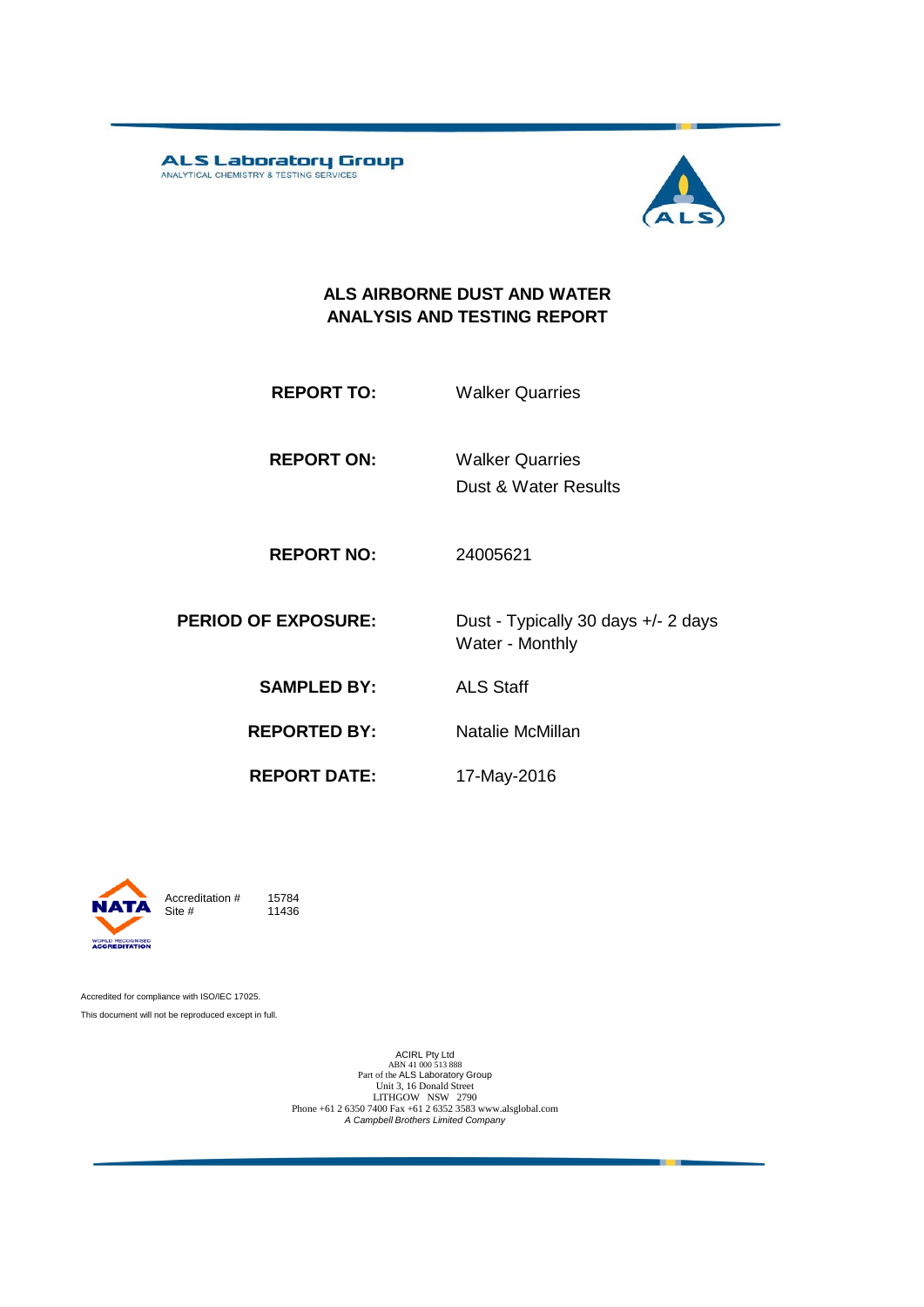ALS Laboratory Group
ANALYTICAL CHEMISTRY & TESTING SERVICES

# ALS AIRBORNE DUST AND WATER ANALYSIS AND TESTING REPORT

| | |
|---|---|
| **REPORT TO:** | Walker Quarries |
| **REPORT ON:** | Walker Quarries<br>Dust & Water Results |
| **REPORT NO:** | 24005621 |
| **PERIOD OF EXPOSURE:** | Dust - Typically 30 days +/- 2 days<br>Water - Monthly |
| **SAMPLED BY:** | ALS Staff |
| **REPORTED BY:** | Natalie McMillan |
| **REPORT DATE:** | 17-May-2016 |

NATA
WORLD RECOGNISED ACCREDITATION

Accreditation # 15784
Site # 11436

Accredited for compliance with ISO/IEC 17025.

This document will not be reproduced except in full.

ACIRL Pty Ltd
ABN 41 000 513 888
Part of the ALS Laboratory Group
Unit 3, 16 Donald Street
LITHGOW NSW 2790
Phone +61 2 6350 7400 Fax +61 2 6352 3583 www.alsglobal.com
*A Campbell Brothers Limited Company*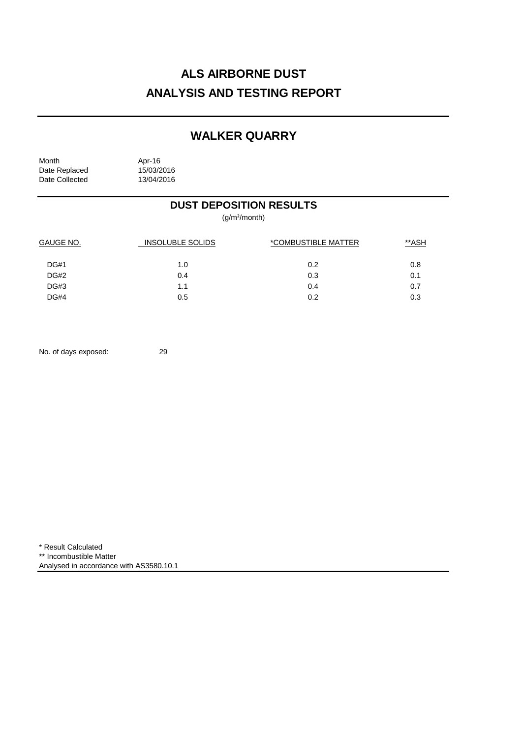# ALS AIRBORNE DUST
# ANALYSIS AND TESTING REPORT

## WALKER QUARRY

Month Apr-16
Date Replaced 15/03/2016
Date Collected 13/04/2016

### DUST DEPOSITION RESULTS

($g/m^2$/month)

| GAUGE NO. | INSOLUBLE SOLIDS | *COMBUSTIBLE MATTER | **ASH |
|---|---|---|---|
| DG#1 | 1.0 | 0.2 | 0.8 |
| DG#2 | 0.4 | 0.3 | 0.1 |
| DG#3 | 1.1 | 0.4 | 0.7 |
| DG#4 | 0.5 | 0.2 | 0.3 |

No. of days exposed: 29

* Result Calculated
** Incombustible Matter
Analysed in accordance with AS3580.10.1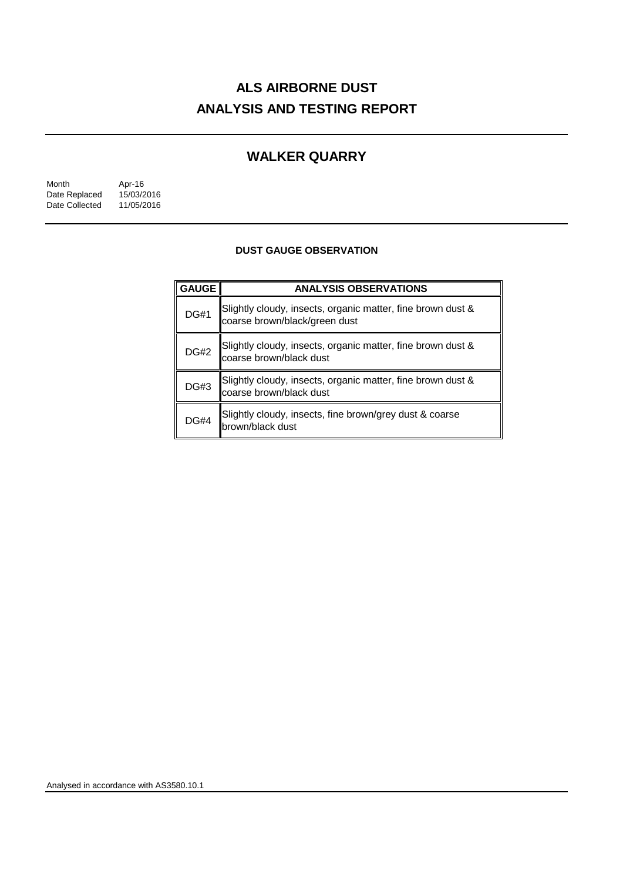# ALS AIRBORNE DUST
# ANALYSIS AND TESTING REPORT

## WALKER QUARRY

Month Apr-16
Date Replaced 15/03/2016
Date Collected 11/05/2016

### DUST GAUGE OBSERVATION

| GAUGE | ANALYSIS OBSERVATIONS |
|---|---|
| DG#1 | Slightly cloudy, insects, organic matter, fine brown dust & coarse brown/black/green dust |
| DG#2 | Slightly cloudy, insects, organic matter, fine brown dust & coarse brown/black dust |
| DG#3 | Slightly cloudy, insects, organic matter, fine brown dust & coarse brown/black dust |
| DG#4 | Slightly cloudy, insects, fine brown/grey dust & coarse brown/black dust |

Analysed in accordance with AS3580.10.1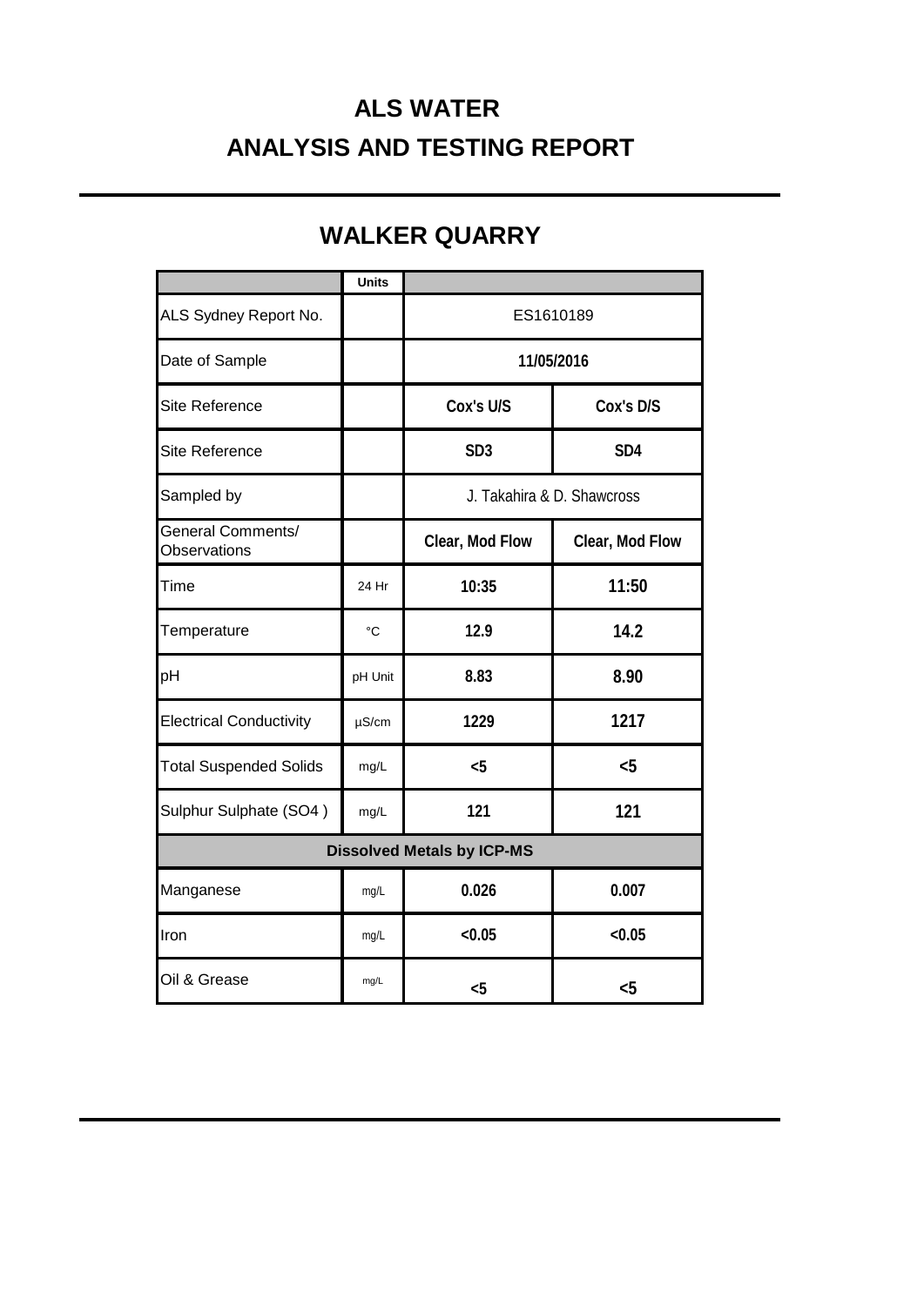# ALS WATER

# ANALYSIS AND TESTING REPORT

## WALKER QUARRY

| | Units | | |
|---|---|---|---|
| ALS Sydney Report No. | | ES1610189 | |
| Date of Sample | | 11/05/2016 | |
| Site Reference | | Cox's U/S | Cox's D/S |
| Site Reference | | SD3 | SD4 |
| Sampled by | | J. Takahira & D. Shawcross | |
| General Comments/ Observations | | Clear, Mod Flow | Clear, Mod Flow |
| Time | 24 Hr | 10:35 | 11:50 |
| Temperature | °C | 12.9 | 14.2 |
| pH | pH Unit | 8.83 | 8.90 |
| Electrical Conductivity | µS/cm | 1229 | 1217 |
| Total Suspended Solids | mg/L | <5 | <5 |
| Sulphur Sulphate ($SO_4$) | mg/L | 121 | 121 |
| **Dissolved Metals by ICP-MS** | | | |
| Manganese | mg/L | 0.026 | 0.007 |
| Iron | mg/L | <0.05 | <0.05 |
| Oil & Grease | mg/L | <5 | <5 |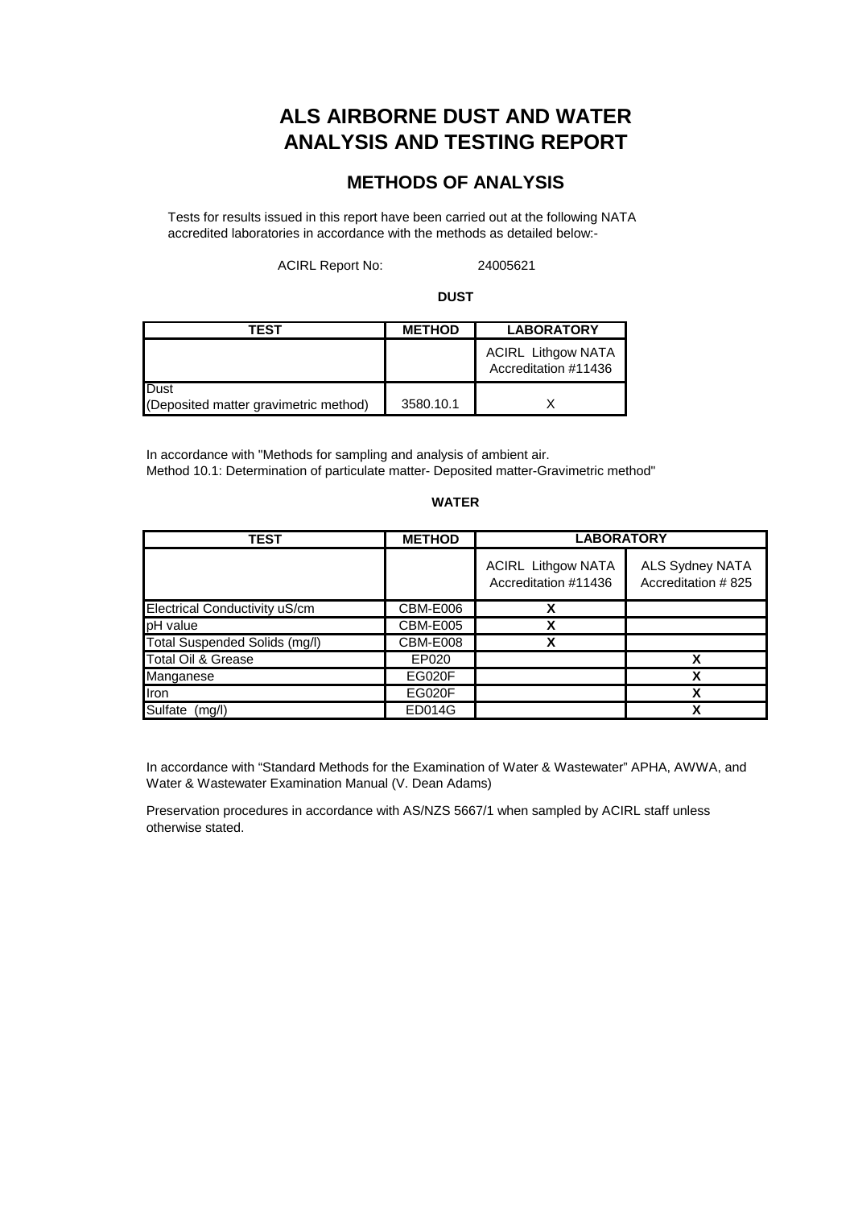# ALS AIRBORNE DUST AND WATER ANALYSIS AND TESTING REPORT

## METHODS OF ANALYSIS

Tests for results issued in this report have been carried out at the following NATA accredited laboratories in accordance with the methods as detailed below:-

ACIRL Report No: 24005621

**DUST**

| TEST | METHOD | LABORATORY |
|---|---|---|
| | | ACIRL Lithgow NATA Accreditation #11436 |
| Dust (Deposited matter gravimetric method) | 3580.10.1 | X |

In accordance with "Methods for sampling and analysis of ambient air.
Method 10.1: Determination of particulate matter- Deposited matter-Gravimetric method"

**WATER**

| TEST | METHOD | LABORATORY | |
|---|---|---|---|
| | | ACIRL Lithgow NATA Accreditation #11436 | ALS Sydney NATA Accreditation # 825 |
| Electrical Conductivity uS/cm | CBM-E006 | X | |
| pH value | CBM-E005 | X | |
| Total Suspended Solids (mg/l) | CBM-E008 | X | |
| Total Oil & Grease | EP020 | | X |
| Manganese | EG020F | | X |
| Iron | EG020F | | X |
| Sulfate (mg/l) | ED014G | | X |

In accordance with “Standard Methods for the Examination of Water & Wastewater” APHA, AWWA, and Water & Wastewater Examination Manual (V. Dean Adams)

Preservation procedures in accordance with AS/NZS 5667/1 when sampled by ACIRL staff unless otherwise stated.